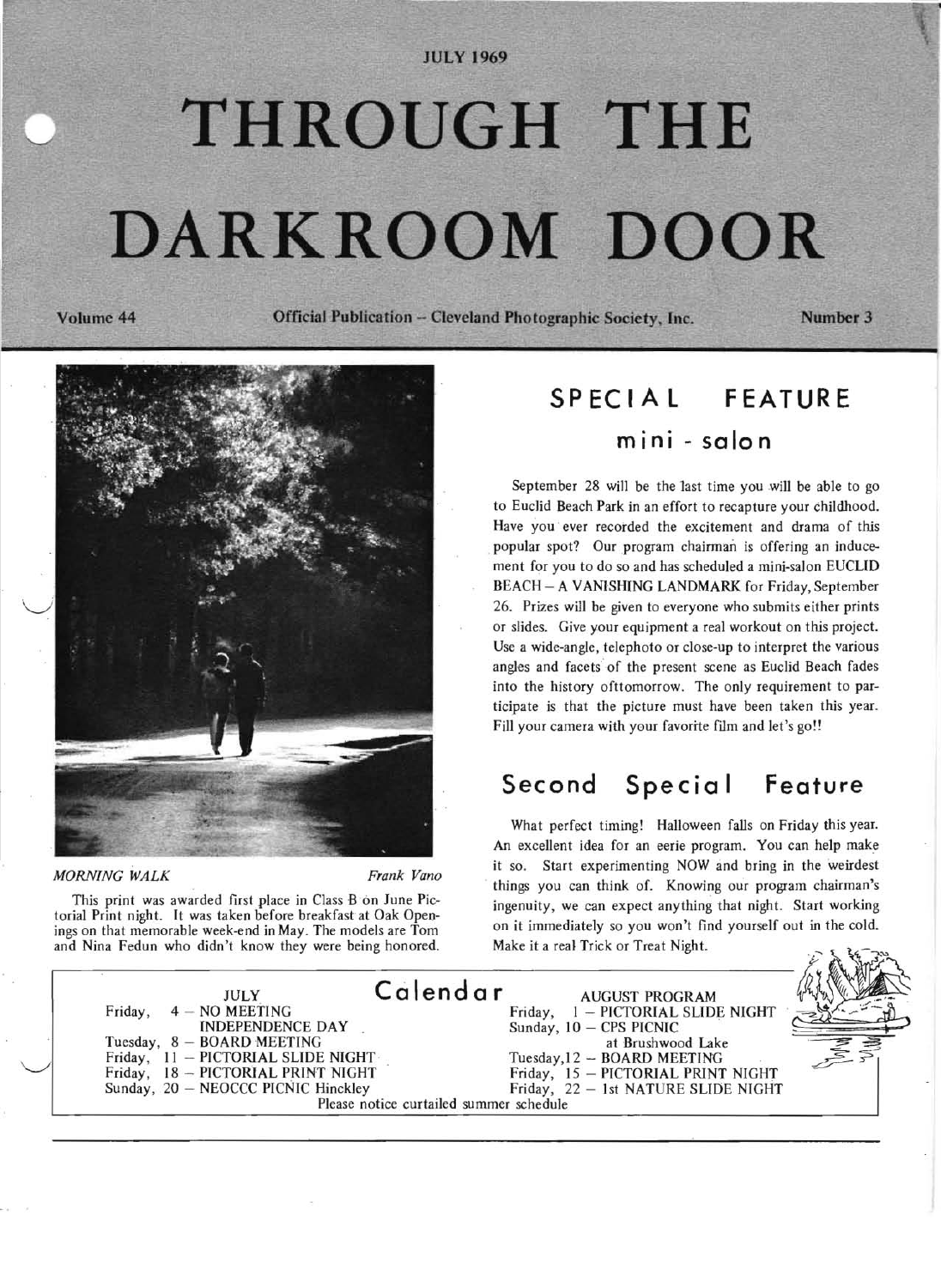JULY 1969

# THROUGH THE DARKROOM DOOR

Volume 44 — Official Publication -- Cleveland Photographic Society, Inc. — Number 3

*MORNING WALK* — *Frank Vano*

This print was awarded first place in Class B on June Pictorial Print night. It was taken before breakfast at Oak Openings on that memorable week-end in May. The models are Tom and Nina Fedun who didn't know they were being honored.

## SPECIAL FEATURE
### mini - salon

September 28 will be the last time you will be able to go to Euclid Beach Park in an effort to recapture your childhood. Have you ever recorded the excitement and drama of this popular spot? Our program chairman is offering an inducement for you to do so and has scheduled a mini-salon EUCLID BEACH – A VANISHING LANDMARK for Friday, September 26. Prizes will be given to everyone who submits either prints or slides. Give your equipment a real workout on this project. Use a wide-angle, telephoto or close-up to interpret the various angles and facets of the present scene as Euclid Beach fades into the history ofttomorrow. The only requirement to participate is that the picture must have been taken this year. Fill your camera with your favorite film and let's go!!

## Second Special Feature

What perfect timing! Halloween falls on Friday this year. An excellent idea for an eerie program. You can help make it so. Start experimenting NOW and bring in the weirdest things you can think of. Knowing our program chairman's ingenuity, we can expect anything that night. Start working on it immediately so you won't find yourself out in the cold. Make it a real Trick or Treat Night.

## Calendar

**JULY**

- Friday, 4 – NO MEETING INDEPENDENCE DAY
- Tuesday, 8 – BOARD MEETING
- Friday, 11 – PICTORIAL SLIDE NIGHT
- Friday, 18 – PICTORIAL PRINT NIGHT
- Sunday, 20 – NEOCCC PICNIC Hinckley

**AUGUST PROGRAM**

- Friday, 1 – PICTORIAL SLIDE NIGHT
- Sunday, 10 – CPS PICNIC at Brushwood Lake
- Tuesday, 12 – BOARD MEETING
- Friday, 15 – PICTORIAL PRINT NIGHT
- Friday, 22 – 1st NATURE SLIDE NIGHT

Please notice curtailed summer schedule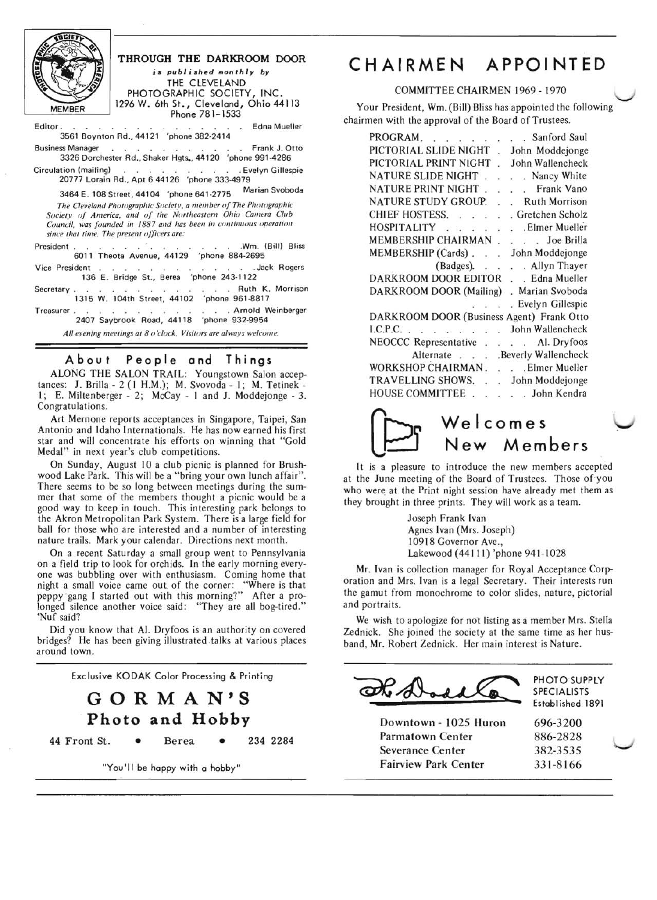THROUGH THE DARKROOM DOOR

*is published monthly by*

THE CLEVELAND PHOTOGRAPHIC SOCIETY, INC.
1296 W. 6th St., Cleveland, Ohio 44113
Phone 781-1533

MEMBER

Editor . . . . . . . . . . . . . . . . Edna Mueller
3561 Boynton Rd., 44121 'phone 382-2414

Business Manager . . . . . . . . . . . . Frank J. Otto
3326 Dorchester Rd., Shaker Hgts., 44120 'phone 991-4286

Circulation (mailing) . . . . . . . . . . Evelyn Gillespie
20777 Lorain Rd., Apt 6 44126 'phone 333-4979

Marian Svoboda
3464 E. 108 Street, 44104 'phone 641-2775

*The Cleveland Photographic Society, a member of The Photographic Society of America, and of the Northeastern Ohio Camera Club Council, was founded in 1887 and has been in continuous operation since that time. The present officers are:*

President . . . . . . . . . . . . . . Wm. (Bill) Bliss
6011 Theota Avenue, 44129 'phone 884-2695

Vice President . . . . . . . . . . . . . Jack Rogers
136 E. Bridge St., Berea 'phone 243-1122

Secretary . . . . . . . . . . . . . . Ruth K. Morrison
1315 W. 104th Street, 44102 'phone 961-8817

Treasurer . . . . . . . . . . . . . . Arnold Weinberger
2407 Saybrook Road, 44118 'phone 932-9954

*All evening meetings at 8 o'clock. Visitors are always welcome.*

## About People and Things

ALONG THE SALON TRAIL: Youngstown Salon acceptances: J. Brilla - 2 (1 H.M.); M. Svovoda - 1; M. Tetinek - 1; E. Miltenberger - 2; McCay - 1 and J. Moddejonge - 3. Congratulations.

Art Mernone reports acceptances in Singapore, Taipei, San Antonio and Idaho Internationals. He has now earned his first star and will concentrate his efforts on winning that "Gold Medal" in next year's club competitions.

On Sunday, August 10 a club picnic is planned for Brushwood Lake Park. This will be a "bring your own lunch affair". There seems to be so long between meetings during the summer that some of the members thought a picnic would be a good way to keep in touch. This interesting park belongs to the Akron Metropolitan Park System. There is a large field for ball for those who are interested and a number of interesting nature trails. Mark your calendar. Directions next month.

On a recent Saturday a small group went to Pennsylvania on a field trip to look for orchids. In the early morning everyone was bubbling over with enthusiasm. Coming home that night a small voice came out of the corner: "Where is that peppy gang I started out with this morning?" After a prolonged silence another voice said: "They are all bog-tired." 'Nuf said?

Did you know that Al. Dryfoos is an authority on covered bridges? He has been giving illustrated talks at various places around town.

Exclusive KODAK Color Processing & Printing

**GORMAN'S**
**Photo and Hobby**

44 Front St. • Berea • 234 2284

"You'll be happy with a hobby"

# CHAIRMEN APPOINTED

COMMITTEE CHAIRMEN 1969 - 1970

Your President, Wm. (Bill) Bliss has appointed the following chairmen with the approval of the Board of Trustees.

| | |
|---|---|
| PROGRAM | Sanford Saul |
| PICTORIAL SLIDE NIGHT | John Moddejonge |
| PICTORIAL PRINT NIGHT | John Wallencheck |
| NATURE SLIDE NIGHT | Nancy White |
| NATURE PRINT NIGHT | Frank Vano |
| NATURE STUDY GROUP | Ruth Morrison |
| CHIEF HOSTESS | Gretchen Scholz |
| HOSPITALITY | Elmer Mueller |
| MEMBERSHIP CHAIRMAN | Joe Brilla |
| MEMBERSHIP (Cards) | John Moddejonge |
| (Badges) | Allyn Thayer |
| DARKROOM DOOR EDITOR | Edna Mueller |
| DARKROOM DOOR (Mailing) | Marian Svoboda |
| | Evelyn Gillespie |
| DARKROOM DOOR (Business Agent) | Frank Otto |
| I.C.P.C. | John Wallencheck |
| NEOCCC Representative | Al. Dryfoos |
| Alternate | Beverly Wallencheck |
| WORKSHOP CHAIRMAN | Elmer Mueller |
| TRAVELLING SHOWS | John Moddejonge |
| HOUSE COMMITTEE | John Kendra |

## Welcomes New Members

It is a pleasure to introduce the new members accepted at the June meeting of the Board of Trustees. Those of you who were at the Print night session have already met them as they brought in three prints. They will work as a team.

Joseph Frank Ivan
Agnes Ivan (Mrs. Joseph)
10918 Governor Ave.,
Lakewood (44111) 'phone 941-1028

Mr. Ivan is collection manager for Royal Acceptance Corporation and Mrs. Ivan is a legal Secretary. Their interests run the gamut from monochrome to color slides, nature, pictorial and portraits.

We wish to apologize for not listing as a member Mrs. Stella Zednick. She joined the society at the same time as her husband, Mr. Robert Zednick. Her main interest is Nature.

The Dodd Co.

PHOTO SUPPLY SPECIALISTS
Established 1891

| | |
|---|---|
| Downtown - 1025 Huron | 696-3200 |
| Parmatown Center | 886-2828 |
| Severance Center | 382-3535 |
| Fairview Park Center | 331-8166 |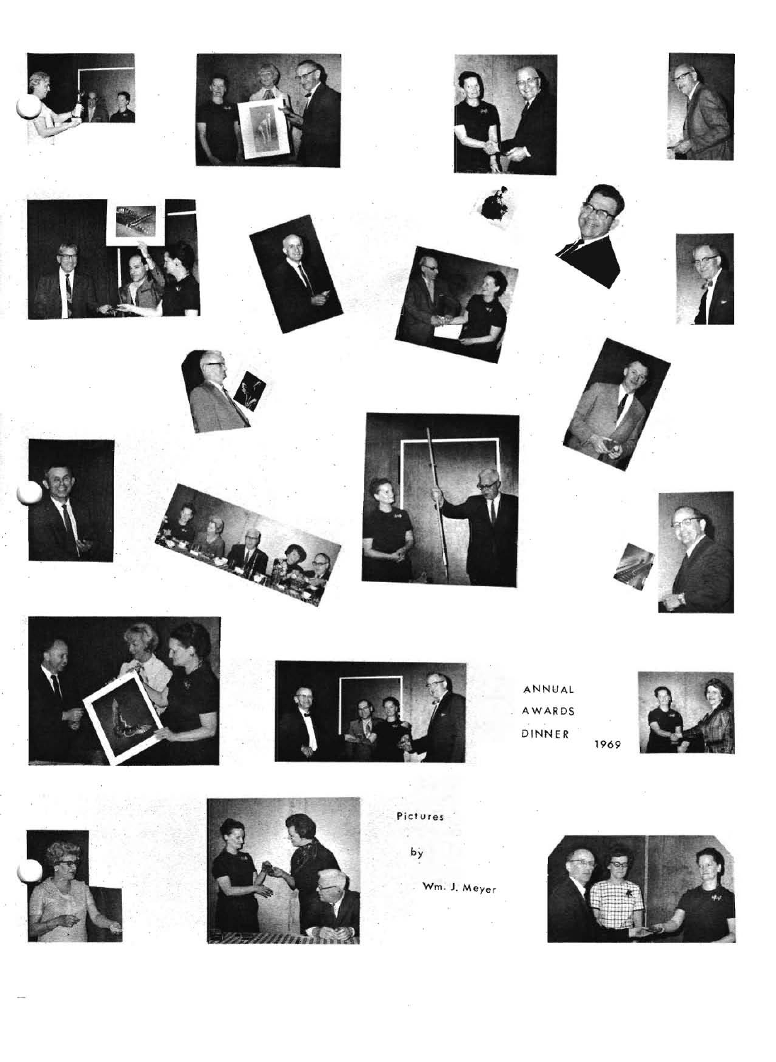ANNUAL AWARDS DINNER 1969

Pictures by Wm. J. Meyer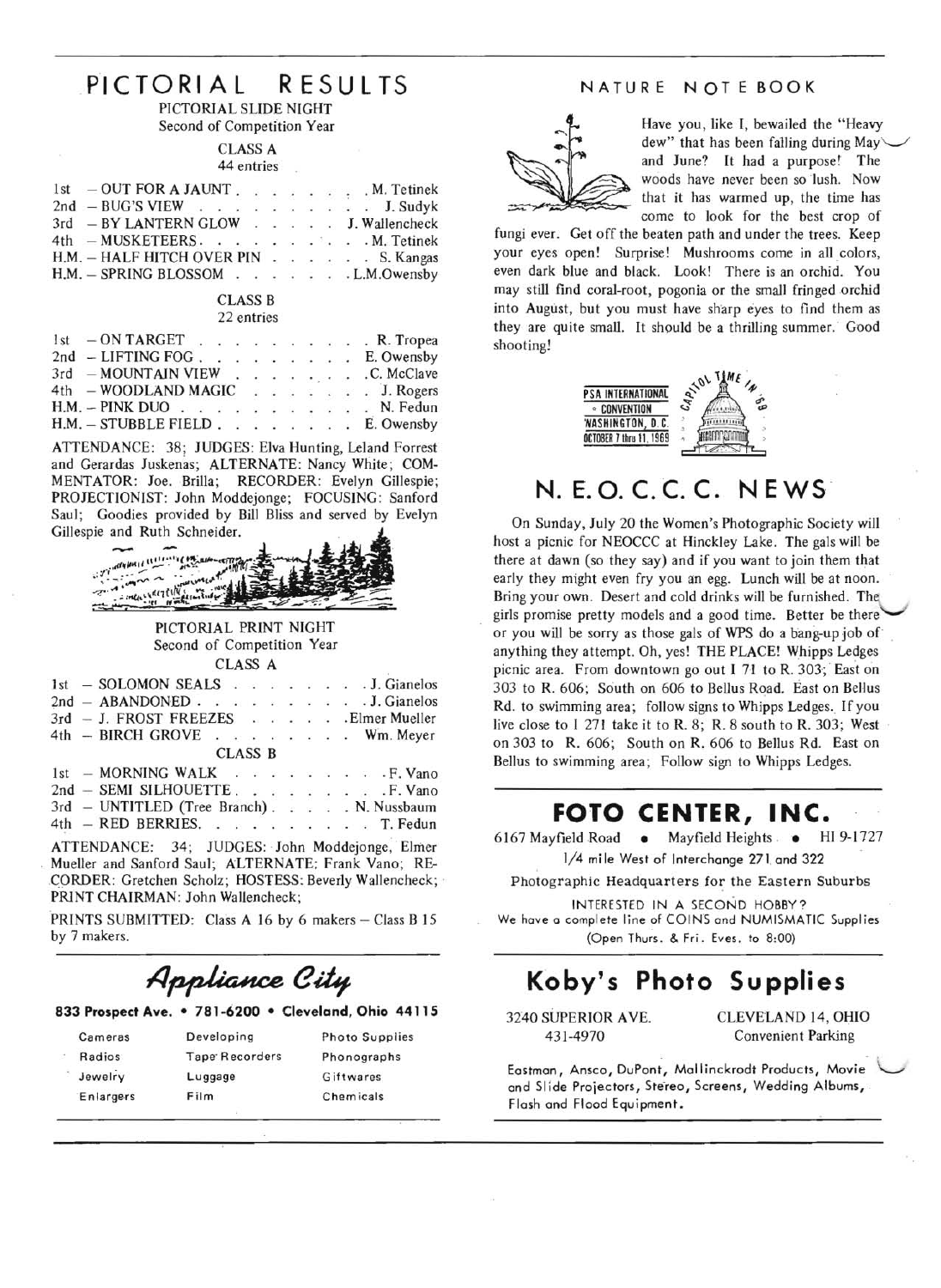# PICTORIAL RESULTS

## PICTORIAL SLIDE NIGHT
Second of Competition Year

### CLASS A
44 entries

| | | |
|---|---|---|
| 1st | – OUT FOR A JAUNT | M. Tetinek |
| 2nd | – BUG'S VIEW | J. Sudyk |
| 3rd | – BY LANTERN GLOW | J. Wallencheck |
| 4th | – MUSKETEERS | M. Tetinek |
| H.M. | – HALF HITCH OVER PIN | S. Kangas |
| H.M. | – SPRING BLOSSOM | L.M.Owensby |

### CLASS B
22 entries

| | | |
|---|---|---|
| 1st | – ON TARGET | R. Tropea |
| 2nd | – LIFTING FOG | E. Owensby |
| 3rd | – MOUNTAIN VIEW | C. McClave |
| 4th | – WOODLAND MAGIC | J. Rogers |
| H.M. | – PINK DUO | N. Fedun |
| H.M. | – STUBBLE FIELD | E. Owensby |

ATTENDANCE: 38; JUDGES: Elva Hunting, Leland Forrest and Gerardas Juskenas; ALTERNATE: Nancy White; COMMENTATOR: Joe. Brilla; RECORDER: Evelyn Gillespie; PROJECTIONIST: John Moddejonge; FOCUSING: Sanford Saul; Goodies provided by Bill Bliss and served by Evelyn Gillespie and Ruth Schneider.

## PICTORIAL PRINT NIGHT
Second of Competition Year

### CLASS A

| | | |
|---|---|---|
| 1st | – SOLOMON SEALS | J. Gianelos |
| 2nd | – ABANDONED | J. Gianelos |
| 3rd | – J. FROST FREEZES | Elmer Mueller |
| 4th | – BIRCH GROVE | Wm. Meyer |

### CLASS B

| | | |
|---|---|---|
| 1st | – MORNING WALK | F. Vano |
| 2nd | – SEMI SILHOUETTE | F. Vano |
| 3rd | – UNTITLED (Tree Branch) | N. Nussbaum |
| 4th | – RED BERRIES | T. Fedun |

ATTENDANCE: 34; JUDGES: John Moddejonge, Elmer Mueller and Sanford Saul; ALTERNATE: Frank Vano; RECORDER: Gretchen Scholz; HOSTESS: Beverly Wallencheck; PRINT CHAIRMAN: John Wallencheck;

PRINTS SUBMITTED: Class A 16 by 6 makers – Class B 15 by 7 makers.

---

## *Appliance City*

**833 Prospect Ave. • 781-6200 • Cleveland, Ohio 44115**

| | | |
|---|---|---|
| Cameras | Developing | Photo Supplies |
| Radios | Tape Recorders | Phonographs |
| Jewelry | Luggage | Giftwares |
| Enlargers | Film | Chemicals |

---

# NATURE NOTEBOOK

Have you, like I, bewailed the "Heavy dew" that has been falling during May and June? It had a purpose! The woods have never been so lush. Now that it has warmed up, the time has come to look for the best crop of fungi ever. Get off the beaten path and under the trees. Keep your eyes open! Surprise! Mushrooms come in all colors, even dark blue and black. Look! There is an orchid. You may still find coral-root, pogonia or the small fringed orchid into August, but you must have sharp eyes to find them as they are quite small. It should be a thrilling summer. Good shooting!

PSA INTERNATIONAL CONVENTION WASHINGTON, D.C. OCTOBER 7 thru 11, 1969

CAPITOL TIME IN '69

# N. E. O. C. C. C. NEWS

On Sunday, July 20 the Women's Photographic Society will host a picnic for NEOCCC at Hinckley Lake. The gals will be there at dawn (so they say) and if you want to join them that early they might even fry you an egg. Lunch will be at noon. Bring your own. Desert and cold drinks will be furnished. The girls promise pretty models and a good time. Better be there or you will be sorry as those gals of WPS do a bang-up job of anything they attempt. Oh, yes! THE PLACE! Whipps Ledges picnic area. From downtown go out I 71 to R. 303; East on 303 to R. 606; South on 606 to Bellus Road. East on Bellus Rd. to swimming area; follow signs to Whipps Ledges. If you live close to I 271 take it to R. 8; R. 8 south to R. 303; West on 303 to R. 606; South on R. 606 to Bellus Rd. East on Bellus to swimming area; Follow sign to Whipps Ledges.

---

## FOTO CENTER, INC.

6167 Mayfield Road • Mayfield Heights • HI 9-1727

1/4 mile West of Interchange 271 and 322

Photographic Headquarters for the Eastern Suburbs

INTERESTED IN A SECOND HOBBY?
We have a complete line of COINS and NUMISMATIC Supplies
(Open Thurs. & Fri. Eves. to 8:00)

---

## Koby's Photo Supplies

3240 SUPERIOR AVE. — CLEVELAND 14, OHIO
431-4970 — Convenient Parking

Eastman, Ansco, DuPont, Mallinckrodt Products, Movie and Slide Projectors, Stereo, Screens, Wedding Albums, Flash and Flood Equipment.